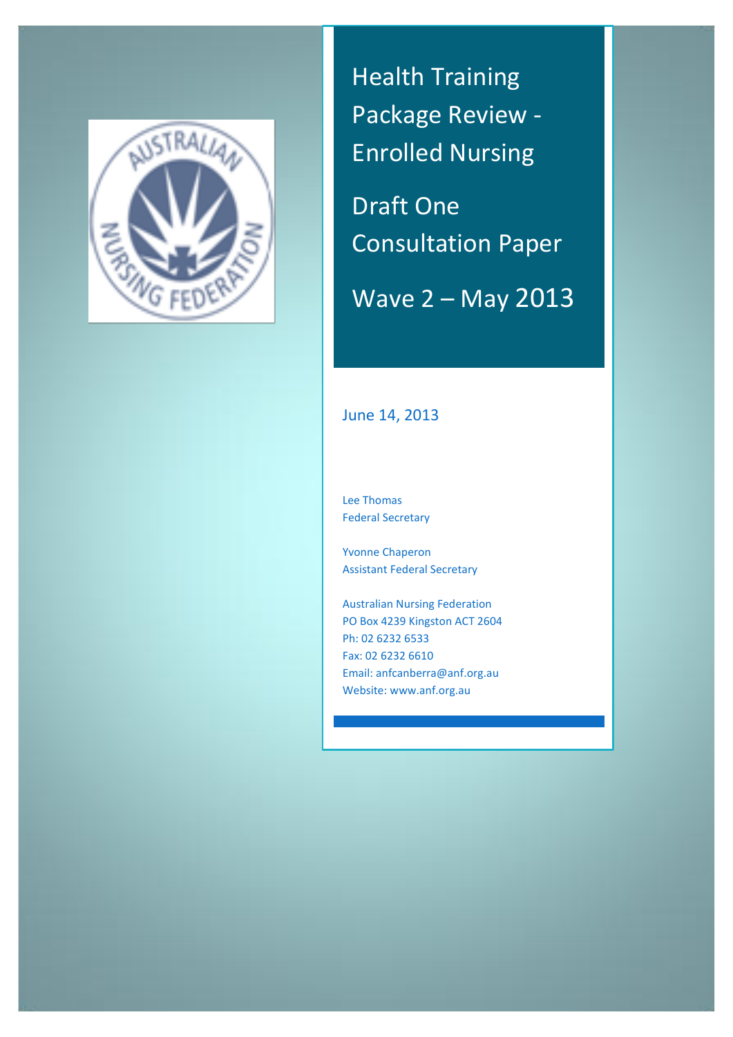# Health Training Package Review - Enrolled Nursing

## Draft One Consultation Paper

## Wave 2 – May 2013

June 14, 2013

Lee Thomas
Federal Secretary

Yvonne Chaperon
Assistant Federal Secretary

Australian Nursing Federation
PO Box 4239 Kingston ACT 2604
Ph: 02 6232 6533
Fax: 02 6232 6610
Email: anfcanberra@anf.org.au
Website: www.anf.org.au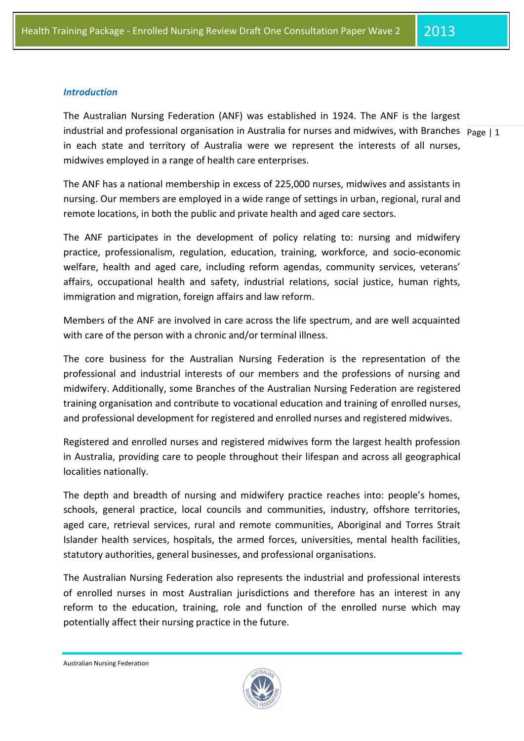### *Introduction*

The Australian Nursing Federation (ANF) was established in 1924. The ANF is the largest industrial and professional organisation in Australia for nurses and midwives, with Branches in each state and territory of Australia were we represent the interests of all nurses, midwives employed in a range of health care enterprises.

The ANF has a national membership in excess of 225,000 nurses, midwives and assistants in nursing. Our members are employed in a wide range of settings in urban, regional, rural and remote locations, in both the public and private health and aged care sectors.

The ANF participates in the development of policy relating to: nursing and midwifery practice, professionalism, regulation, education, training, workforce, and socio-economic welfare, health and aged care, including reform agendas, community services, veterans' affairs, occupational health and safety, industrial relations, social justice, human rights, immigration and migration, foreign affairs and law reform.

Members of the ANF are involved in care across the life spectrum, and are well acquainted with care of the person with a chronic and/or terminal illness.

The core business for the Australian Nursing Federation is the representation of the professional and industrial interests of our members and the professions of nursing and midwifery. Additionally, some Branches of the Australian Nursing Federation are registered training organisation and contribute to vocational education and training of enrolled nurses, and professional development for registered and enrolled nurses and registered midwives.

Registered and enrolled nurses and registered midwives form the largest health profession in Australia, providing care to people throughout their lifespan and across all geographical localities nationally.

The depth and breadth of nursing and midwifery practice reaches into: people's homes, schools, general practice, local councils and communities, industry, offshore territories, aged care, retrieval services, rural and remote communities, Aboriginal and Torres Strait Islander health services, hospitals, the armed forces, universities, mental health facilities, statutory authorities, general businesses, and professional organisations.

The Australian Nursing Federation also represents the industrial and professional interests of enrolled nurses in most Australian jurisdictions and therefore has an interest in any reform to the education, training, role and function of the enrolled nurse which may potentially affect their nursing practice in the future.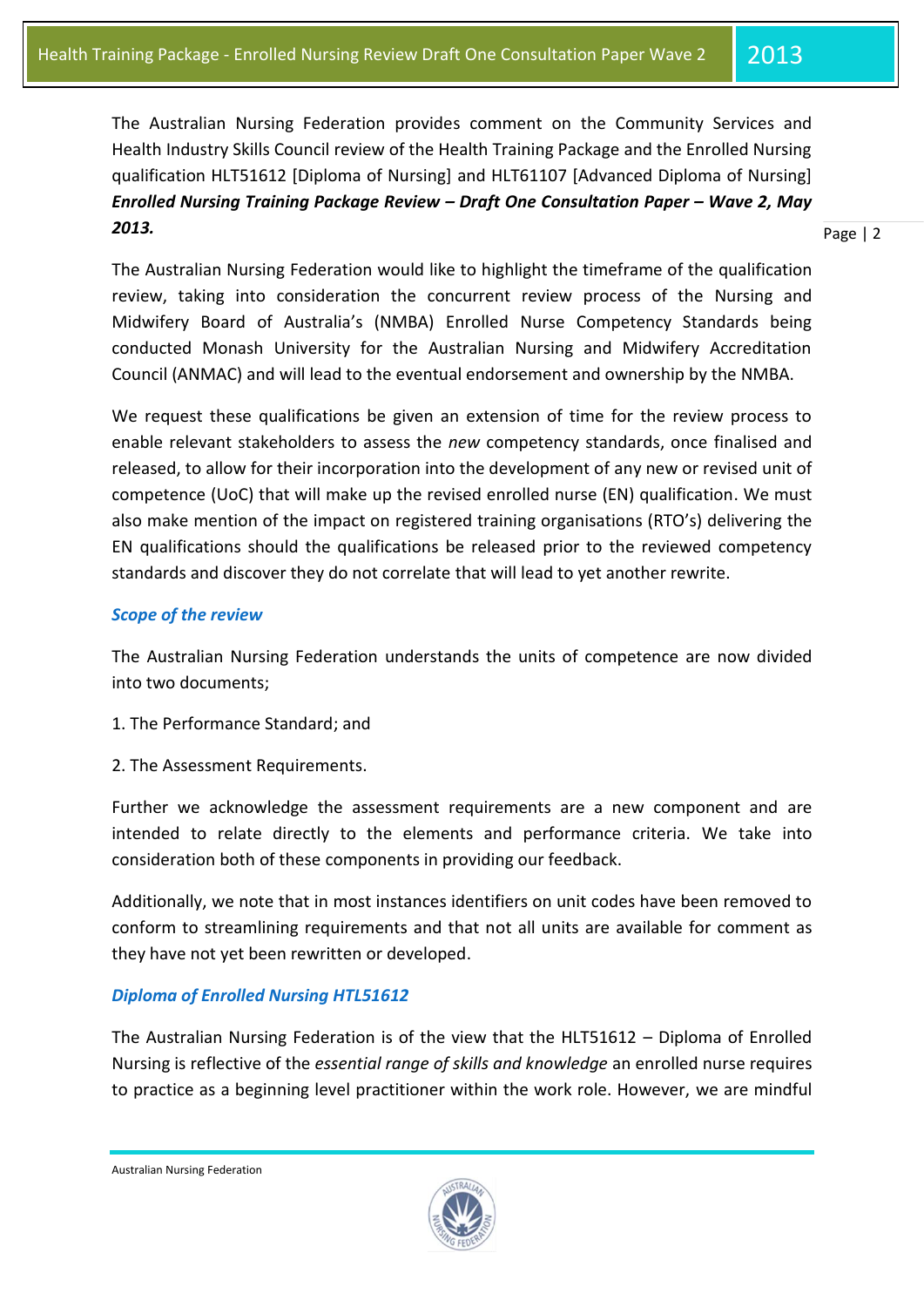The Australian Nursing Federation provides comment on the Community Services and Health Industry Skills Council review of the Health Training Package and the Enrolled Nursing qualification HLT51612 [Diploma of Nursing] and HLT61107 [Advanced Diploma of Nursing] ***Enrolled Nursing Training Package Review – Draft One Consultation Paper – Wave 2, May 2013.***

The Australian Nursing Federation would like to highlight the timeframe of the qualification review, taking into consideration the concurrent review process of the Nursing and Midwifery Board of Australia's (NMBA) Enrolled Nurse Competency Standards being conducted Monash University for the Australian Nursing and Midwifery Accreditation Council (ANMAC) and will lead to the eventual endorsement and ownership by the NMBA.

We request these qualifications be given an extension of time for the review process to enable relevant stakeholders to assess the *new* competency standards, once finalised and released, to allow for their incorporation into the development of any new or revised unit of competence (UoC) that will make up the revised enrolled nurse (EN) qualification. We must also make mention of the impact on registered training organisations (RTO's) delivering the EN qualifications should the qualifications be released prior to the reviewed competency standards and discover they do not correlate that will lead to yet another rewrite.

### *Scope of the review*

The Australian Nursing Federation understands the units of competence are now divided into two documents;

1. The Performance Standard; and

2. The Assessment Requirements.

Further we acknowledge the assessment requirements are a new component and are intended to relate directly to the elements and performance criteria. We take into consideration both of these components in providing our feedback.

Additionally, we note that in most instances identifiers on unit codes have been removed to conform to streamlining requirements and that not all units are available for comment as they have not yet been rewritten or developed.

### *Diploma of Enrolled Nursing HTL51612*

The Australian Nursing Federation is of the view that the HLT51612 – Diploma of Enrolled Nursing is reflective of the *essential range of skills and knowledge* an enrolled nurse requires to practice as a beginning level practitioner within the work role. However, we are mindful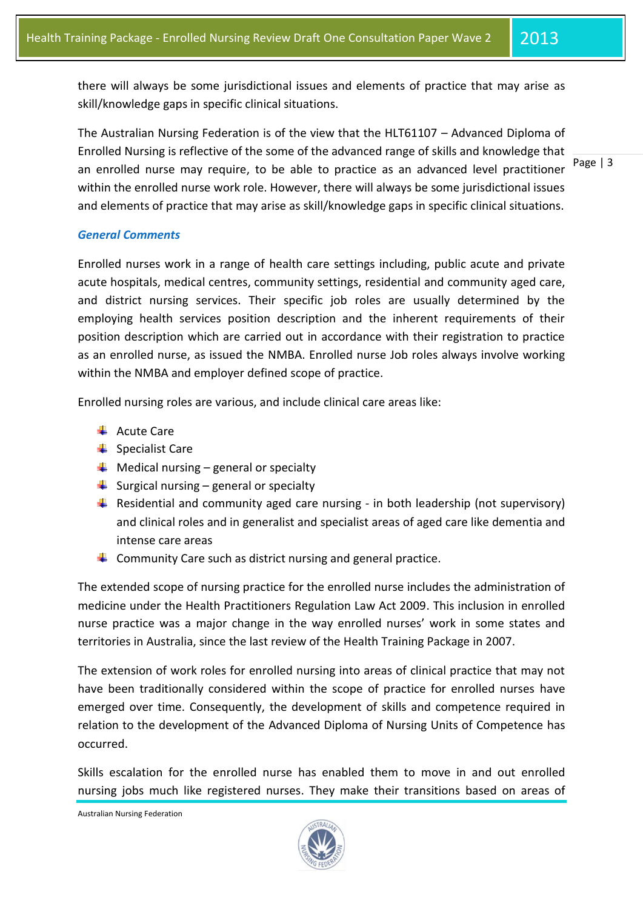there will always be some jurisdictional issues and elements of practice that may arise as skill/knowledge gaps in specific clinical situations.

The Australian Nursing Federation is of the view that the HLT61107 – Advanced Diploma of Enrolled Nursing is reflective of the some of the advanced range of skills and knowledge that an enrolled nurse may require, to be able to practice as an advanced level practitioner within the enrolled nurse work role. However, there will always be some jurisdictional issues and elements of practice that may arise as skill/knowledge gaps in specific clinical situations.

### *General Comments*

Enrolled nurses work in a range of health care settings including, public acute and private acute hospitals, medical centres, community settings, residential and community aged care, and district nursing services. Their specific job roles are usually determined by the employing health services position description and the inherent requirements of their position description which are carried out in accordance with their registration to practice as an enrolled nurse, as issued the NMBA. Enrolled nurse Job roles always involve working within the NMBA and employer defined scope of practice.

Enrolled nursing roles are various, and include clinical care areas like:

- Acute Care
- Specialist Care
- Medical nursing – general or specialty
- Surgical nursing – general or specialty
- Residential and community aged care nursing - in both leadership (not supervisory) and clinical roles and in generalist and specialist areas of aged care like dementia and intense care areas
- Community Care such as district nursing and general practice.

The extended scope of nursing practice for the enrolled nurse includes the administration of medicine under the Health Practitioners Regulation Law Act 2009. This inclusion in enrolled nurse practice was a major change in the way enrolled nurses' work in some states and territories in Australia, since the last review of the Health Training Package in 2007.

The extension of work roles for enrolled nursing into areas of clinical practice that may not have been traditionally considered within the scope of practice for enrolled nurses have emerged over time. Consequently, the development of skills and competence required in relation to the development of the Advanced Diploma of Nursing Units of Competence has occurred.

Skills escalation for the enrolled nurse has enabled them to move in and out enrolled nursing jobs much like registered nurses. They make their transitions based on areas of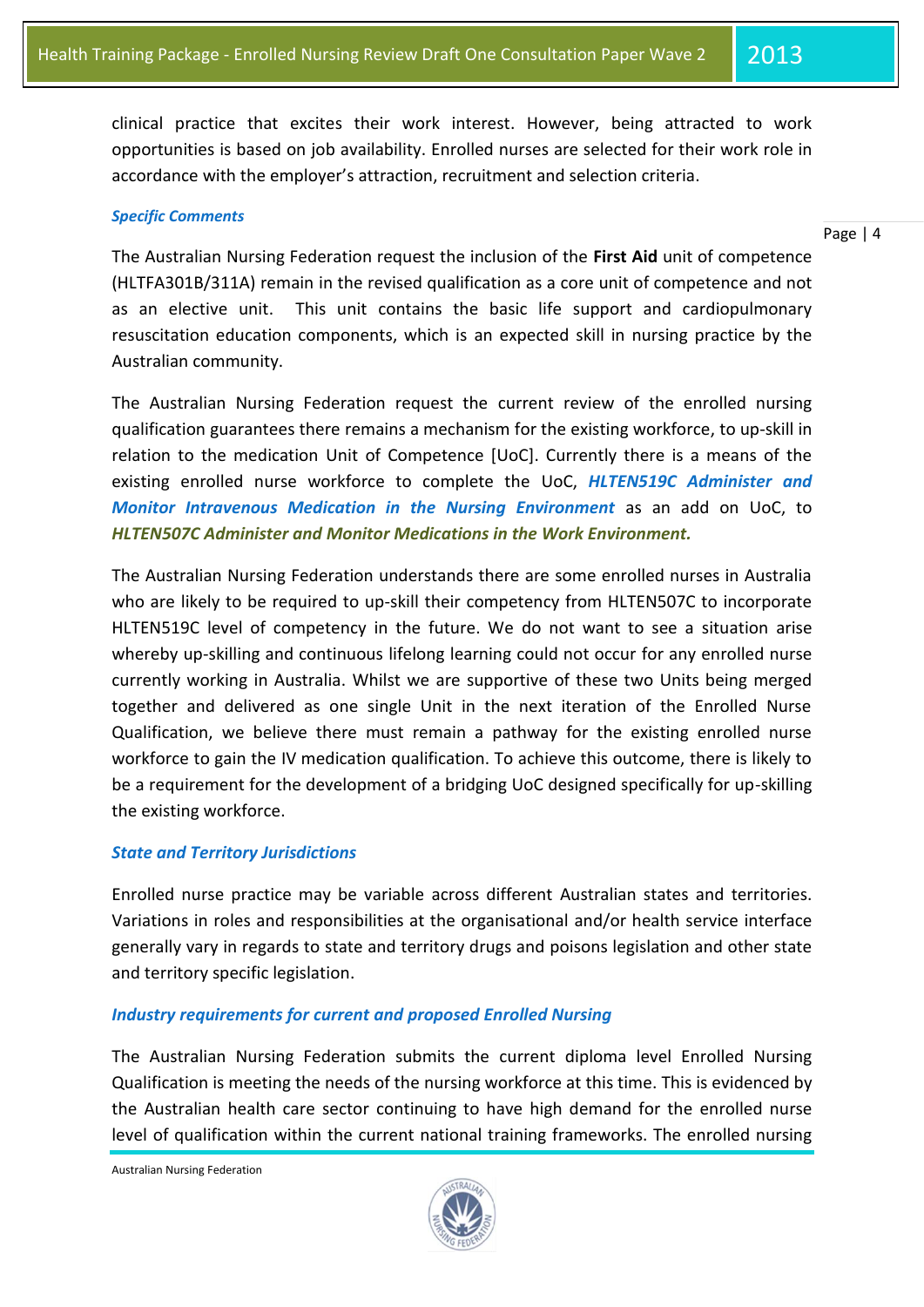clinical practice that excites their work interest. However, being attracted to work opportunities is based on job availability. Enrolled nurses are selected for their work role in accordance with the employer's attraction, recruitment and selection criteria.

### *Specific Comments*

The Australian Nursing Federation request the inclusion of the **First Aid** unit of competence (HLTFA301B/311A) remain in the revised qualification as a core unit of competence and not as an elective unit. This unit contains the basic life support and cardiopulmonary resuscitation education components, which is an expected skill in nursing practice by the Australian community.

The Australian Nursing Federation request the current review of the enrolled nursing qualification guarantees there remains a mechanism for the existing workforce, to up-skill in relation to the medication Unit of Competence [UoC]. Currently there is a means of the existing enrolled nurse workforce to complete the UoC, ***HLTEN519C Administer and Monitor Intravenous Medication in the Nursing Environment*** as an add on UoC, to ***HLTEN507C Administer and Monitor Medications in the Work Environment.***

The Australian Nursing Federation understands there are some enrolled nurses in Australia who are likely to be required to up-skill their competency from HLTEN507C to incorporate HLTEN519C level of competency in the future. We do not want to see a situation arise whereby up-skilling and continuous lifelong learning could not occur for any enrolled nurse currently working in Australia. Whilst we are supportive of these two Units being merged together and delivered as one single Unit in the next iteration of the Enrolled Nurse Qualification, we believe there must remain a pathway for the existing enrolled nurse workforce to gain the IV medication qualification. To achieve this outcome, there is likely to be a requirement for the development of a bridging UoC designed specifically for up-skilling the existing workforce.

### *State and Territory Jurisdictions*

Enrolled nurse practice may be variable across different Australian states and territories. Variations in roles and responsibilities at the organisational and/or health service interface generally vary in regards to state and territory drugs and poisons legislation and other state and territory specific legislation.

### *Industry requirements for current and proposed Enrolled Nursing*

The Australian Nursing Federation submits the current diploma level Enrolled Nursing Qualification is meeting the needs of the nursing workforce at this time. This is evidenced by the Australian health care sector continuing to have high demand for the enrolled nurse level of qualification within the current national training frameworks. The enrolled nursing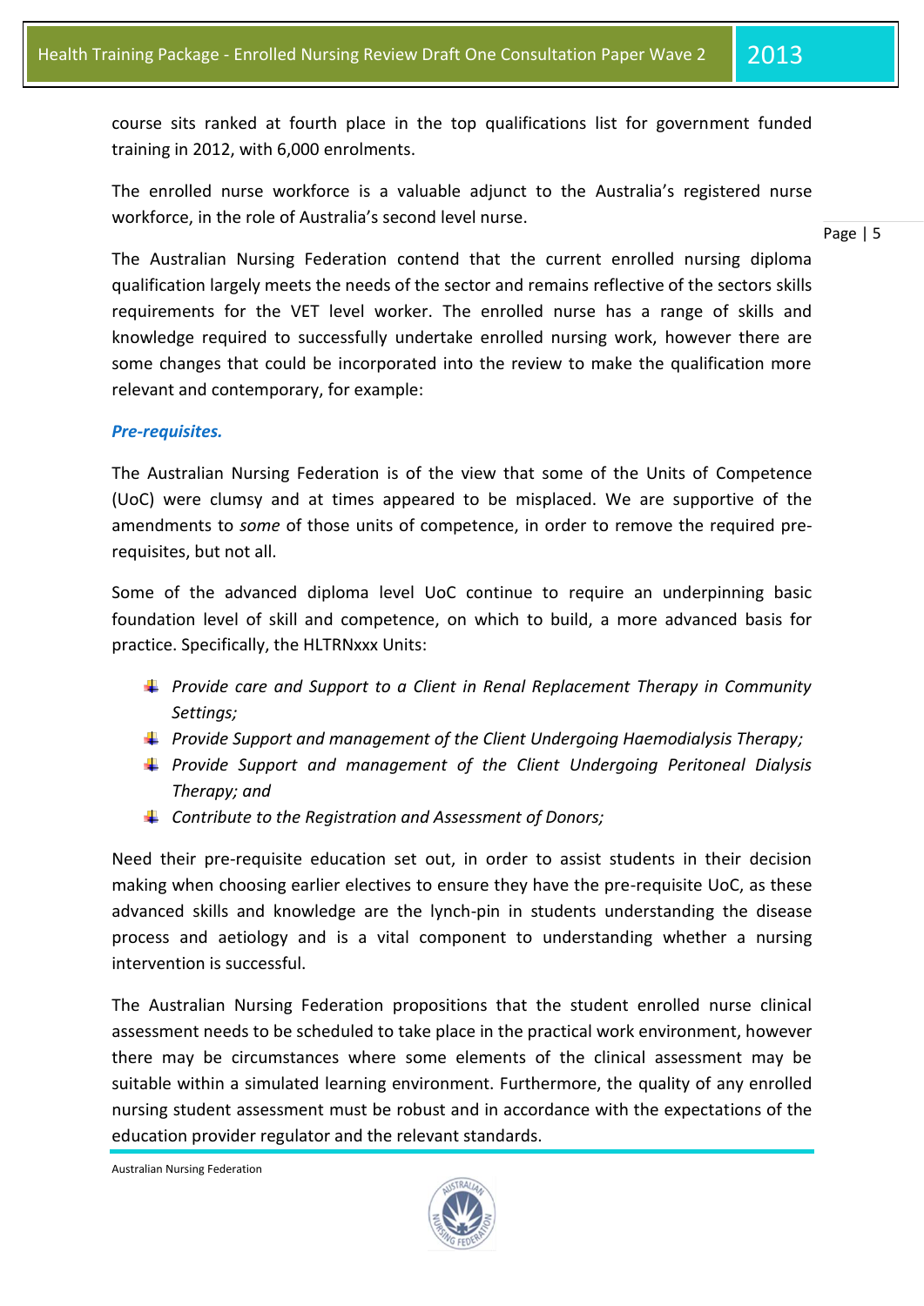course sits ranked at fourth place in the top qualifications list for government funded training in 2012, with 6,000 enrolments.

The enrolled nurse workforce is a valuable adjunct to the Australia's registered nurse workforce, in the role of Australia's second level nurse.

The Australian Nursing Federation contend that the current enrolled nursing diploma qualification largely meets the needs of the sector and remains reflective of the sectors skills requirements for the VET level worker. The enrolled nurse has a range of skills and knowledge required to successfully undertake enrolled nursing work, however there are some changes that could be incorporated into the review to make the qualification more relevant and contemporary, for example:

***Pre-requisites.***

The Australian Nursing Federation is of the view that some of the Units of Competence (UoC) were clumsy and at times appeared to be misplaced. We are supportive of the amendments to *some* of those units of competence, in order to remove the required pre-requisites, but not all.

Some of the advanced diploma level UoC continue to require an underpinning basic foundation level of skill and competence, on which to build, a more advanced basis for practice. Specifically, the HLTRNxxx Units:

- *Provide care and Support to a Client in Renal Replacement Therapy in Community Settings;*
- *Provide Support and management of the Client Undergoing Haemodialysis Therapy;*
- *Provide Support and management of the Client Undergoing Peritoneal Dialysis Therapy; and*
- *Contribute to the Registration and Assessment of Donors;*

Need their pre-requisite education set out, in order to assist students in their decision making when choosing earlier electives to ensure they have the pre-requisite UoC, as these advanced skills and knowledge are the lynch-pin in students understanding the disease process and aetiology and is a vital component to understanding whether a nursing intervention is successful.

The Australian Nursing Federation propositions that the student enrolled nurse clinical assessment needs to be scheduled to take place in the practical work environment, however there may be circumstances where some elements of the clinical assessment may be suitable within a simulated learning environment. Furthermore, the quality of any enrolled nursing student assessment must be robust and in accordance with the expectations of the education provider regulator and the relevant standards.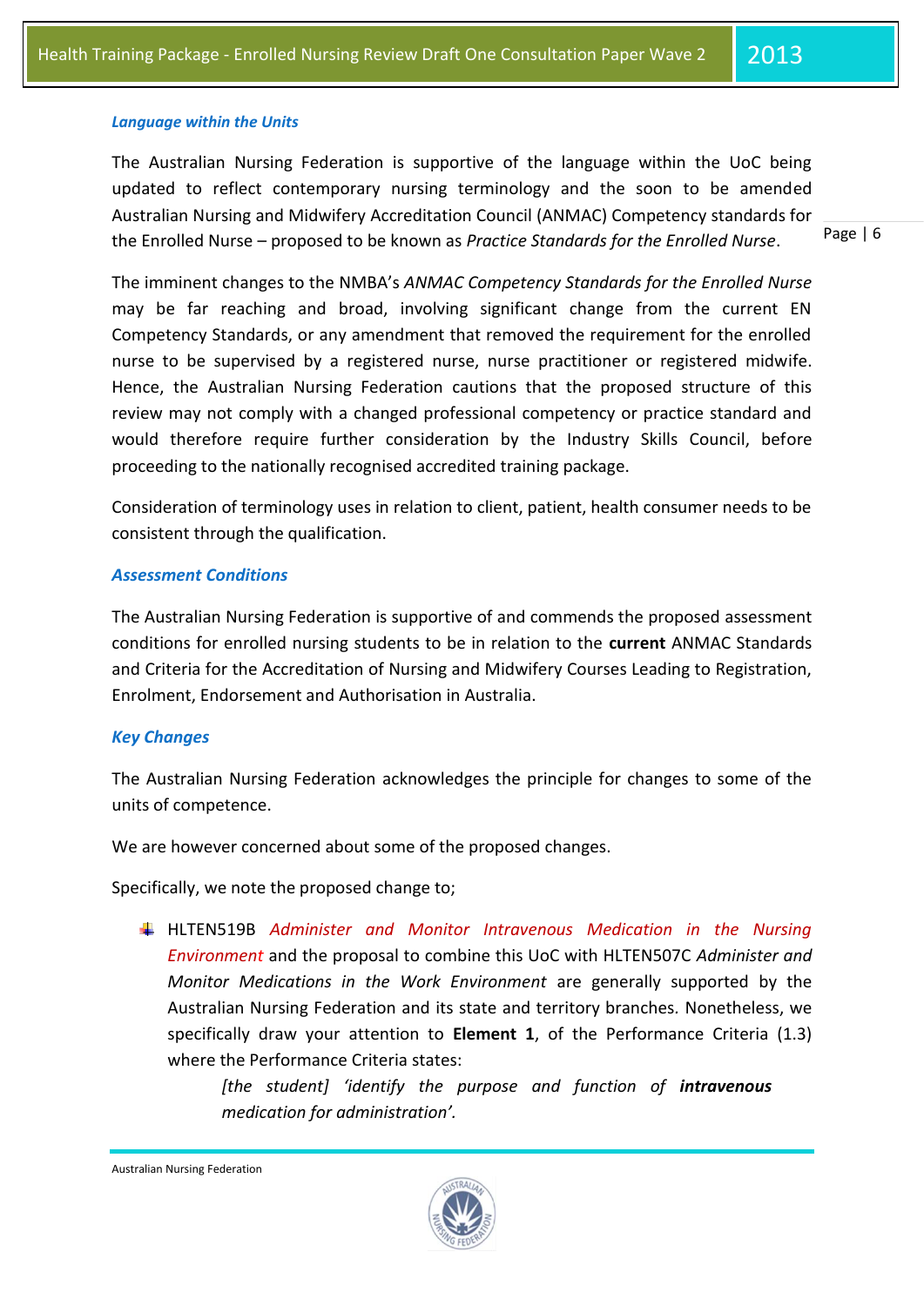### *Language within the Units*

The Australian Nursing Federation is supportive of the language within the UoC being updated to reflect contemporary nursing terminology and the soon to be amended Australian Nursing and Midwifery Accreditation Council (ANMAC) Competency standards for the Enrolled Nurse – proposed to be known as *Practice Standards for the Enrolled Nurse*.

The imminent changes to the NMBA's *ANMAC Competency Standards for the Enrolled Nurse* may be far reaching and broad, involving significant change from the current EN Competency Standards, or any amendment that removed the requirement for the enrolled nurse to be supervised by a registered nurse, nurse practitioner or registered midwife. Hence, the Australian Nursing Federation cautions that the proposed structure of this review may not comply with a changed professional competency or practice standard and would therefore require further consideration by the Industry Skills Council, before proceeding to the nationally recognised accredited training package.

Consideration of terminology uses in relation to client, patient, health consumer needs to be consistent through the qualification.

### *Assessment Conditions*

The Australian Nursing Federation is supportive of and commends the proposed assessment conditions for enrolled nursing students to be in relation to the **current** ANMAC Standards and Criteria for the Accreditation of Nursing and Midwifery Courses Leading to Registration, Enrolment, Endorsement and Authorisation in Australia.

### *Key Changes*

The Australian Nursing Federation acknowledges the principle for changes to some of the units of competence.

We are however concerned about some of the proposed changes.

Specifically, we note the proposed change to;

- HLTEN519B *Administer and Monitor Intravenous Medication in the Nursing Environment* and the proposal to combine this UoC with HLTEN507C *Administer and Monitor Medications in the Work Environment* are generally supported by the Australian Nursing Federation and its state and territory branches. Nonetheless, we specifically draw your attention to **Element 1**, of the Performance Criteria (1.3) where the Performance Criteria states:

  *[the student] 'identify the purpose and function of* ***intravenous*** *medication for administration'.*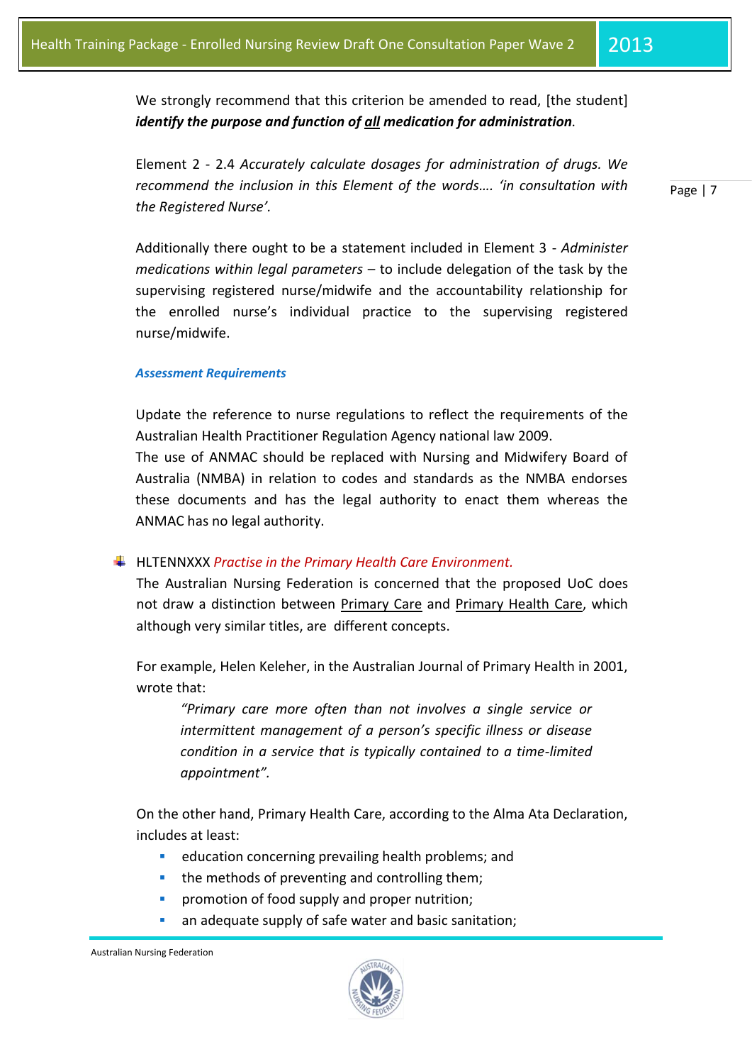We strongly recommend that this criterion be amended to read, [the student] ***identify the purpose and function of <u>all</u> medication for administration***.

Element 2 - 2.4 *Accurately calculate dosages for administration of drugs. We recommend the inclusion in this Element of the words…. 'in consultation with the Registered Nurse'.*

Additionally there ought to be a statement included in Element 3 - *Administer medications within legal parameters* – to include delegation of the task by the supervising registered nurse/midwife and the accountability relationship for the enrolled nurse's individual practice to the supervising registered nurse/midwife.

***Assessment Requirements***

Update the reference to nurse regulations to reflect the requirements of the Australian Health Practitioner Regulation Agency national law 2009.
The use of ANMAC should be replaced with Nursing and Midwifery Board of Australia (NMBA) in relation to codes and standards as the NMBA endorses these documents and has the legal authority to enact them whereas the ANMAC has no legal authority.

- HLTENNXXX *Practise in the Primary Health Care Environment.*
  The Australian Nursing Federation is concerned that the proposed UoC does not draw a distinction between <u>Primary Care</u> and <u>Primary Health Care</u>, which although very similar titles, are different concepts.

  For example, Helen Keleher, in the Australian Journal of Primary Health in 2001, wrote that:

  > *"Primary care more often than not involves a single service or intermittent management of a person's specific illness or disease condition in a service that is typically contained to a time-limited appointment".*

  On the other hand, Primary Health Care, according to the Alma Ata Declaration, includes at least:
  - education concerning prevailing health problems; and
  - the methods of preventing and controlling them;
  - promotion of food supply and proper nutrition;
  - an adequate supply of safe water and basic sanitation;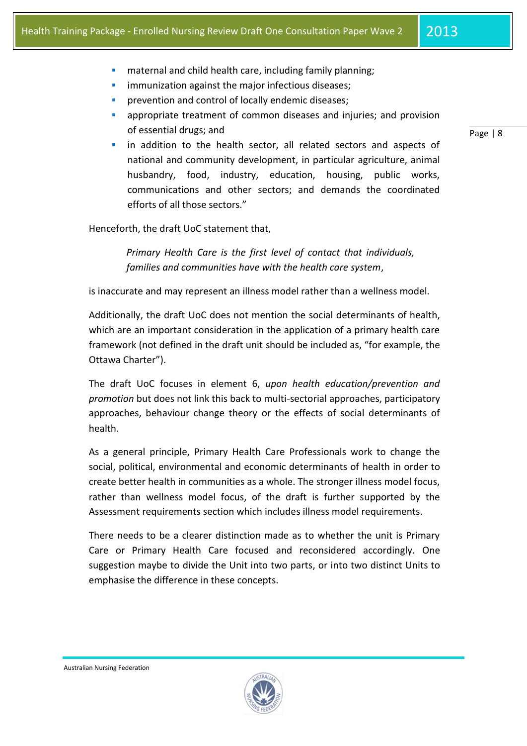- maternal and child health care, including family planning;
- immunization against the major infectious diseases;
- prevention and control of locally endemic diseases;
- appropriate treatment of common diseases and injuries; and provision of essential drugs; and
- in addition to the health sector, all related sectors and aspects of national and community development, in particular agriculture, animal husbandry, food, industry, education, housing, public works, communications and other sectors; and demands the coordinated efforts of all those sectors."

Henceforth, the draft UoC statement that,

> *Primary Health Care is the first level of contact that individuals, families and communities have with the health care system*,

is inaccurate and may represent an illness model rather than a wellness model.

Additionally, the draft UoC does not mention the social determinants of health, which are an important consideration in the application of a primary health care framework (not defined in the draft unit should be included as, "for example, the Ottawa Charter").

The draft UoC focuses in element 6, *upon health education/prevention and promotion* but does not link this back to multi-sectorial approaches, participatory approaches, behaviour change theory or the effects of social determinants of health.

As a general principle, Primary Health Care Professionals work to change the social, political, environmental and economic determinants of health in order to create better health in communities as a whole. The stronger illness model focus, rather than wellness model focus, of the draft is further supported by the Assessment requirements section which includes illness model requirements.

There needs to be a clearer distinction made as to whether the unit is Primary Care or Primary Health Care focused and reconsidered accordingly. One suggestion maybe to divide the Unit into two parts, or into two distinct Units to emphasise the difference in these concepts.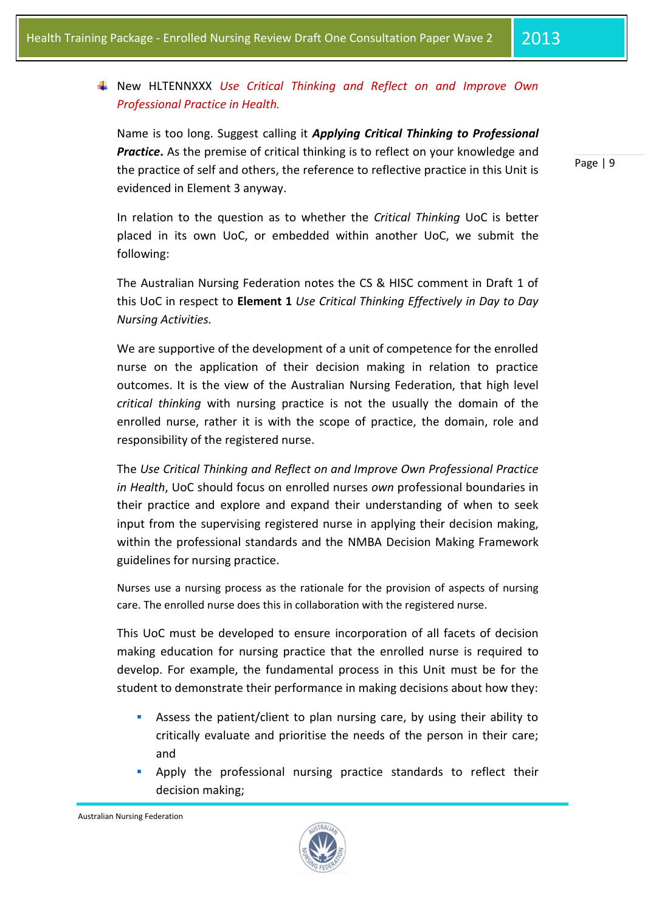- New HLTENNXXX *Use Critical Thinking and Reflect on and Improve Own Professional Practice in Health.*

  Name is too long. Suggest calling it ***Applying Critical Thinking to Professional Practice*.** As the premise of critical thinking is to reflect on your knowledge and the practice of self and others, the reference to reflective practice in this Unit is evidenced in Element 3 anyway.

  In relation to the question as to whether the *Critical Thinking* UoC is better placed in its own UoC, or embedded within another UoC, we submit the following:

  The Australian Nursing Federation notes the CS & HISC comment in Draft 1 of this UoC in respect to **Element 1** *Use Critical Thinking Effectively in Day to Day Nursing Activities.*

  We are supportive of the development of a unit of competence for the enrolled nurse on the application of their decision making in relation to practice outcomes. It is the view of the Australian Nursing Federation, that high level *critical thinking* with nursing practice is not the usually the domain of the enrolled nurse, rather it is with the scope of practice, the domain, role and responsibility of the registered nurse.

  The *Use Critical Thinking and Reflect on and Improve Own Professional Practice in Health*, UoC should focus on enrolled nurses *own* professional boundaries in their practice and explore and expand their understanding of when to seek input from the supervising registered nurse in applying their decision making, within the professional standards and the NMBA Decision Making Framework guidelines for nursing practice.

  Nurses use a nursing process as the rationale for the provision of aspects of nursing care. The enrolled nurse does this in collaboration with the registered nurse.

  This UoC must be developed to ensure incorporation of all facets of decision making education for nursing practice that the enrolled nurse is required to develop. For example, the fundamental process in this Unit must be for the student to demonstrate their performance in making decisions about how they:

  - Assess the patient/client to plan nursing care, by using their ability to critically evaluate and prioritise the needs of the person in their care; and
  - Apply the professional nursing practice standards to reflect their decision making;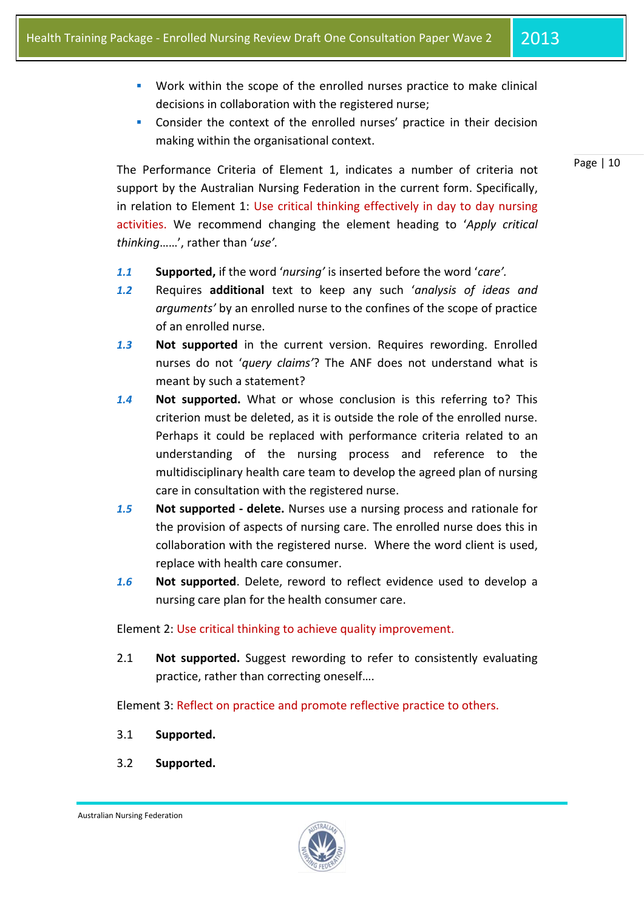- Work within the scope of the enrolled nurses practice to make clinical decisions in collaboration with the registered nurse;
- Consider the context of the enrolled nurses' practice in their decision making within the organisational context.

The Performance Criteria of Element 1, indicates a number of criteria not support by the Australian Nursing Federation in the current form. Specifically, in relation to Element 1: Use critical thinking effectively in day to day nursing activities. We recommend changing the element heading to '*Apply critical thinking……*', rather than '*use'.*

***1.1*** **Supported,** if the word '*nursing'* is inserted before the word '*care'.*

***1.2*** Requires **additional** text to keep any such '*analysis of ideas and arguments'* by an enrolled nurse to the confines of the scope of practice of an enrolled nurse.

***1.3*** **Not supported** in the current version. Requires rewording. Enrolled nurses do not '*query claims'*? The ANF does not understand what is meant by such a statement?

***1.4*** **Not supported.** What or whose conclusion is this referring to? This criterion must be deleted, as it is outside the role of the enrolled nurse. Perhaps it could be replaced with performance criteria related to an understanding of the nursing process and reference to the multidisciplinary health care team to develop the agreed plan of nursing care in consultation with the registered nurse.

***1.5*** **Not supported - delete.** Nurses use a nursing process and rationale for the provision of aspects of nursing care. The enrolled nurse does this in collaboration with the registered nurse. Where the word client is used, replace with health care consumer.

***1.6*** **Not supported**. Delete, reword to reflect evidence used to develop a nursing care plan for the health consumer care.

Element 2: Use critical thinking to achieve quality improvement.

2.1 **Not supported.** Suggest rewording to refer to consistently evaluating practice, rather than correcting oneself….

Element 3: Reflect on practice and promote reflective practice to others.

3.1 **Supported.**

3.2 **Supported.**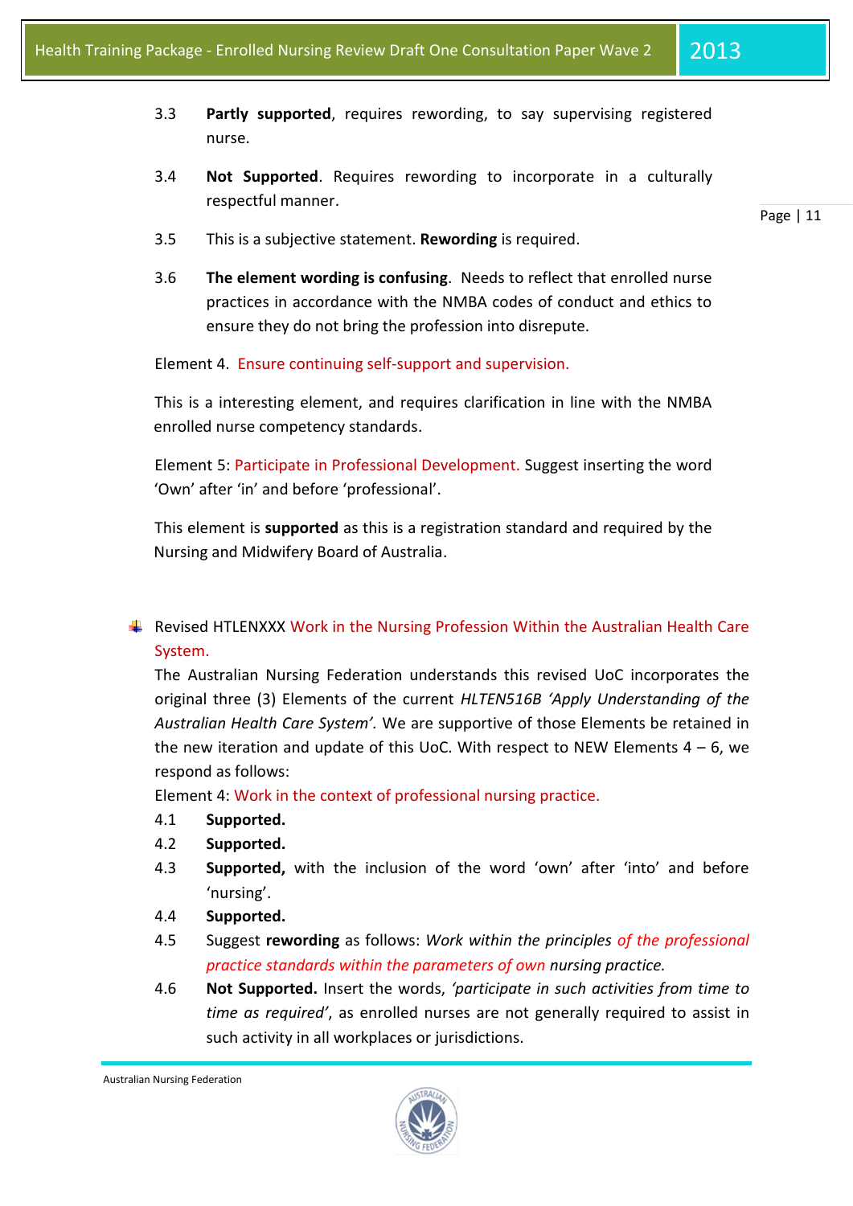3.3 **Partly supported**, requires rewording, to say supervising registered nurse.

3.4 **Not Supported**. Requires rewording to incorporate in a culturally respectful manner.

3.5 This is a subjective statement. **Rewording** is required.

3.6 **The element wording is confusing**. Needs to reflect that enrolled nurse practices in accordance with the NMBA codes of conduct and ethics to ensure they do not bring the profession into disrepute.

Element 4. Ensure continuing self-support and supervision.

This is a interesting element, and requires clarification in line with the NMBA enrolled nurse competency standards.

Element 5: Participate in Professional Development. Suggest inserting the word 'Own' after 'in' and before 'professional'.

This element is **supported** as this is a registration standard and required by the Nursing and Midwifery Board of Australia.

- Revised HTLENXXX Work in the Nursing Profession Within the Australian Health Care System.

  The Australian Nursing Federation understands this revised UoC incorporates the original three (3) Elements of the current *HLTEN516B 'Apply Understanding of the Australian Health Care System'.* We are supportive of those Elements be retained in the new iteration and update of this UoC. With respect to NEW Elements 4 – 6, we respond as follows:

  Element 4: Work in the context of professional nursing practice.

  4.1 **Supported.**

  4.2 **Supported.**

  4.3 **Supported,** with the inclusion of the word 'own' after 'into' and before 'nursing'.

  4.4 **Supported.**

  4.5 Suggest **rewording** as follows: *Work within the principles of the professional practice standards within the parameters of own nursing practice.*

  4.6 **Not Supported.** Insert the words, *'participate in such activities from time to time as required'*, as enrolled nurses are not generally required to assist in such activity in all workplaces or jurisdictions.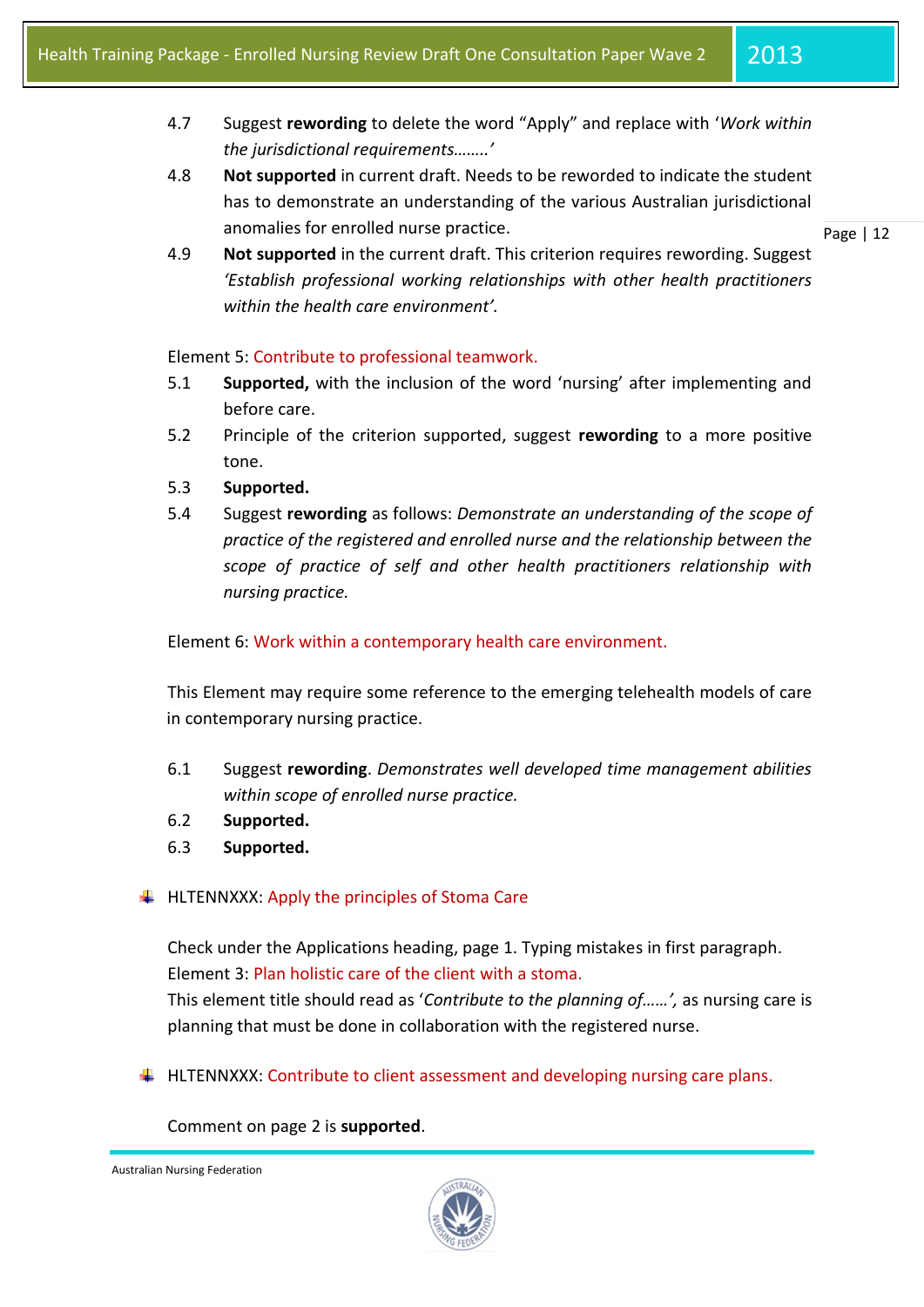4.7 Suggest **rewording** to delete the word "Apply" and replace with '*Work within the jurisdictional requirements……..*'

4.8 **Not supported** in current draft. Needs to be reworded to indicate the student has to demonstrate an understanding of the various Australian jurisdictional anomalies for enrolled nurse practice.

4.9 **Not supported** in the current draft. This criterion requires rewording. Suggest *'Establish professional working relationships with other health practitioners within the health care environment'.*

Element 5: Contribute to professional teamwork.

5.1 **Supported,** with the inclusion of the word 'nursing' after implementing and before care.

5.2 Principle of the criterion supported, suggest **rewording** to a more positive tone.

5.3 **Supported.**

5.4 Suggest **rewording** as follows: *Demonstrate an understanding of the scope of practice of the registered and enrolled nurse and the relationship between the scope of practice of self and other health practitioners relationship with nursing practice.*

Element 6: Work within a contemporary health care environment.

This Element may require some reference to the emerging telehealth models of care in contemporary nursing practice.

6.1 Suggest **rewording**. *Demonstrates well developed time management abilities within scope of enrolled nurse practice.*

6.2 **Supported.**

6.3 **Supported.**

- HLTENNXXX: Apply the principles of Stoma Care

Check under the Applications heading, page 1. Typing mistakes in first paragraph.
Element 3: Plan holistic care of the client with a stoma.
This element title should read as '*Contribute to the planning of……',* as nursing care is planning that must be done in collaboration with the registered nurse.

- HLTENNXXX: Contribute to client assessment and developing nursing care plans.

Comment on page 2 is **supported**.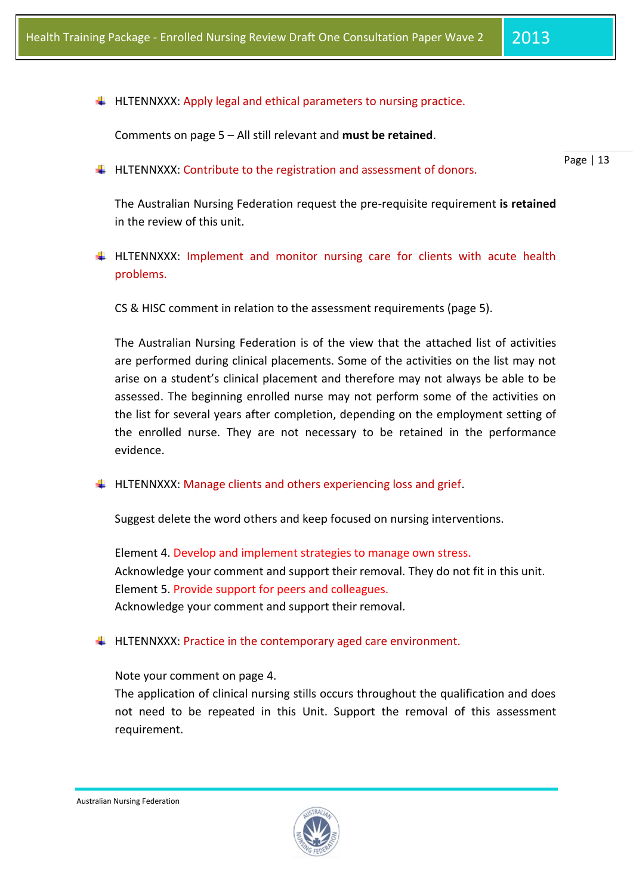- HLTENNXXX: Apply legal and ethical parameters to nursing practice.

  Comments on page 5 – All still relevant and **must be retained**.

- HLTENNXXX: Contribute to the registration and assessment of donors.

  The Australian Nursing Federation request the pre-requisite requirement **is retained** in the review of this unit.

- HLTENNXXX: Implement and monitor nursing care for clients with acute health problems.

  CS & HISC comment in relation to the assessment requirements (page 5).

  The Australian Nursing Federation is of the view that the attached list of activities are performed during clinical placements. Some of the activities on the list may not arise on a student's clinical placement and therefore may not always be able to be assessed. The beginning enrolled nurse may not perform some of the activities on the list for several years after completion, depending on the employment setting of the enrolled nurse. They are not necessary to be retained in the performance evidence.

- HLTENNXXX: Manage clients and others experiencing loss and grief.

  Suggest delete the word others and keep focused on nursing interventions.

  Element 4. Develop and implement strategies to manage own stress.
  Acknowledge your comment and support their removal. They do not fit in this unit.
  Element 5. Provide support for peers and colleagues.
  Acknowledge your comment and support their removal.

- HLTENNXXX: Practice in the contemporary aged care environment.

  Note your comment on page 4.
  The application of clinical nursing stills occurs throughout the qualification and does not need to be repeated in this Unit. Support the removal of this assessment requirement.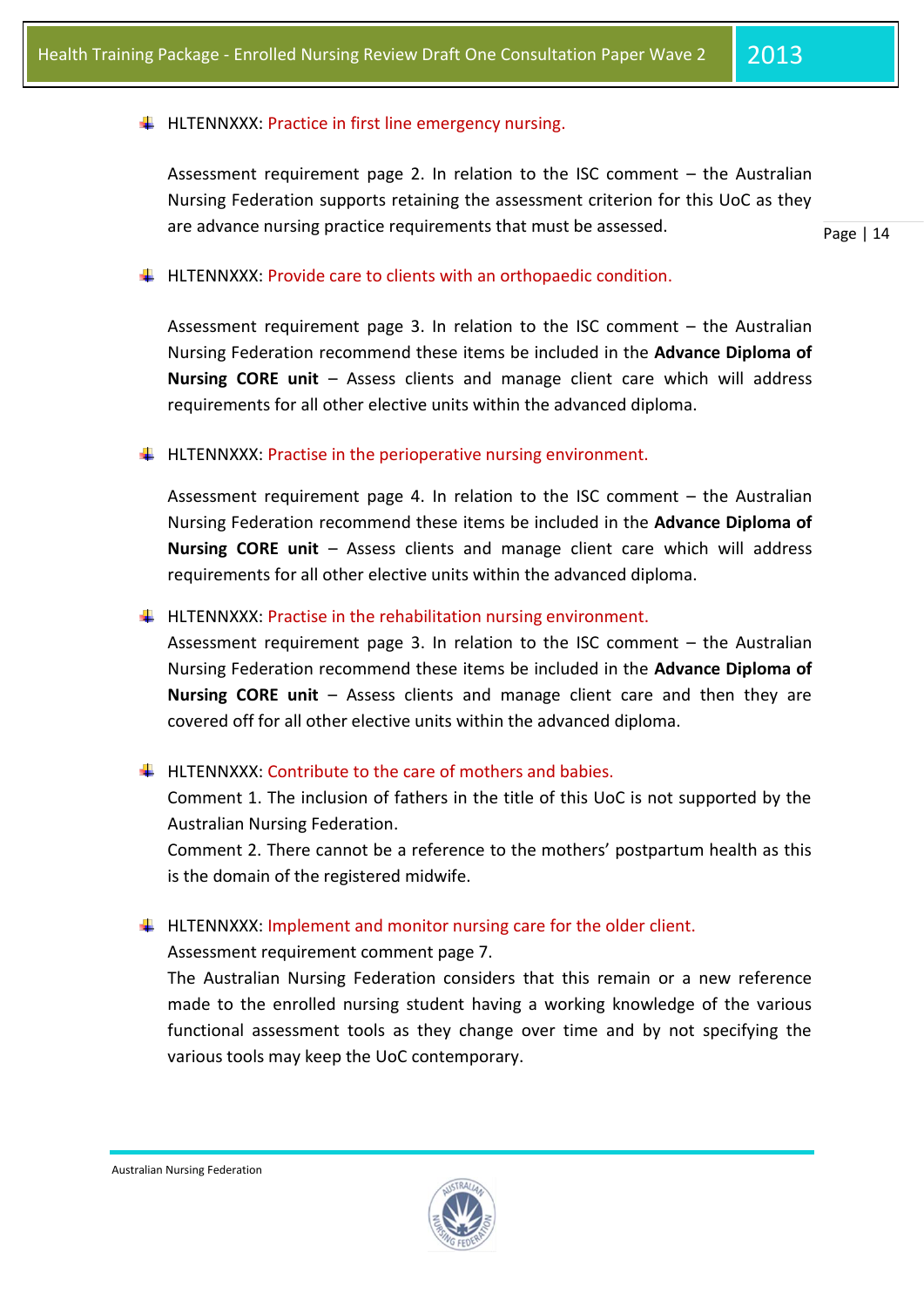- HLTENNXXX: Practice in first line emergency nursing.

  Assessment requirement page 2. In relation to the ISC comment – the Australian Nursing Federation supports retaining the assessment criterion for this UoC as they are advance nursing practice requirements that must be assessed.

- HLTENNXXX: Provide care to clients with an orthopaedic condition.

  Assessment requirement page 3. In relation to the ISC comment – the Australian Nursing Federation recommend these items be included in the **Advance Diploma of Nursing CORE unit** – Assess clients and manage client care which will address requirements for all other elective units within the advanced diploma.

- HLTENNXXX: Practise in the perioperative nursing environment.

  Assessment requirement page 4. In relation to the ISC comment – the Australian Nursing Federation recommend these items be included in the **Advance Diploma of Nursing CORE unit** – Assess clients and manage client care which will address requirements for all other elective units within the advanced diploma.

- HLTENNXXX: Practise in the rehabilitation nursing environment.
  Assessment requirement page 3. In relation to the ISC comment – the Australian Nursing Federation recommend these items be included in the **Advance Diploma of Nursing CORE unit** – Assess clients and manage client care and then they are covered off for all other elective units within the advanced diploma.

- HLTENNXXX: Contribute to the care of mothers and babies.
  Comment 1. The inclusion of fathers in the title of this UoC is not supported by the Australian Nursing Federation.
  Comment 2. There cannot be a reference to the mothers' postpartum health as this is the domain of the registered midwife.

- HLTENNXXX: Implement and monitor nursing care for the older client.
  Assessment requirement comment page 7.
  The Australian Nursing Federation considers that this remain or a new reference made to the enrolled nursing student having a working knowledge of the various functional assessment tools as they change over time and by not specifying the various tools may keep the UoC contemporary.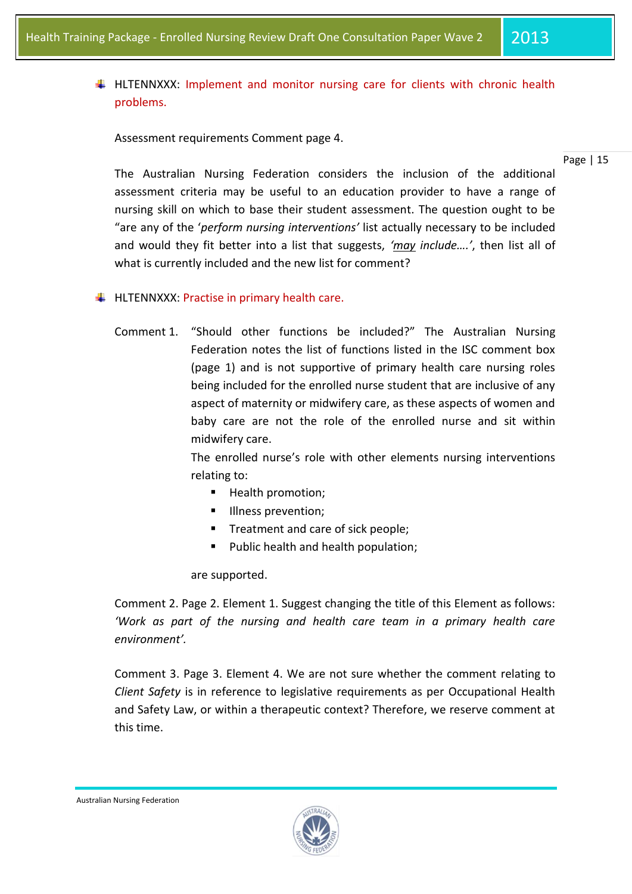- HLTENNXXX: Implement and monitor nursing care for clients with chronic health problems.

  Assessment requirements Comment page 4.

  The Australian Nursing Federation considers the inclusion of the additional assessment criteria may be useful to an education provider to have a range of nursing skill on which to base their student assessment. The question ought to be "are any of the '*perform nursing interventions*' list actually necessary to be included and would they fit better into a list that suggests, *'may include….'*, then list all of what is currently included and the new list for comment?

- HLTENNXXX: Practise in primary health care.

  Comment 1. "Should other functions be included?" The Australian Nursing Federation notes the list of functions listed in the ISC comment box (page 1) and is not supportive of primary health care nursing roles being included for the enrolled nurse student that are inclusive of any aspect of maternity or midwifery care, as these aspects of women and baby care are not the role of the enrolled nurse and sit within midwifery care.

  The enrolled nurse's role with other elements nursing interventions relating to:

  - Health promotion;
  - Illness prevention;
  - Treatment and care of sick people;
  - Public health and health population;

  are supported.

  Comment 2. Page 2. Element 1. Suggest changing the title of this Element as follows: *'Work as part of the nursing and health care team in a primary health care environment'.*

  Comment 3. Page 3. Element 4. We are not sure whether the comment relating to *Client Safety* is in reference to legislative requirements as per Occupational Health and Safety Law, or within a therapeutic context? Therefore, we reserve comment at this time.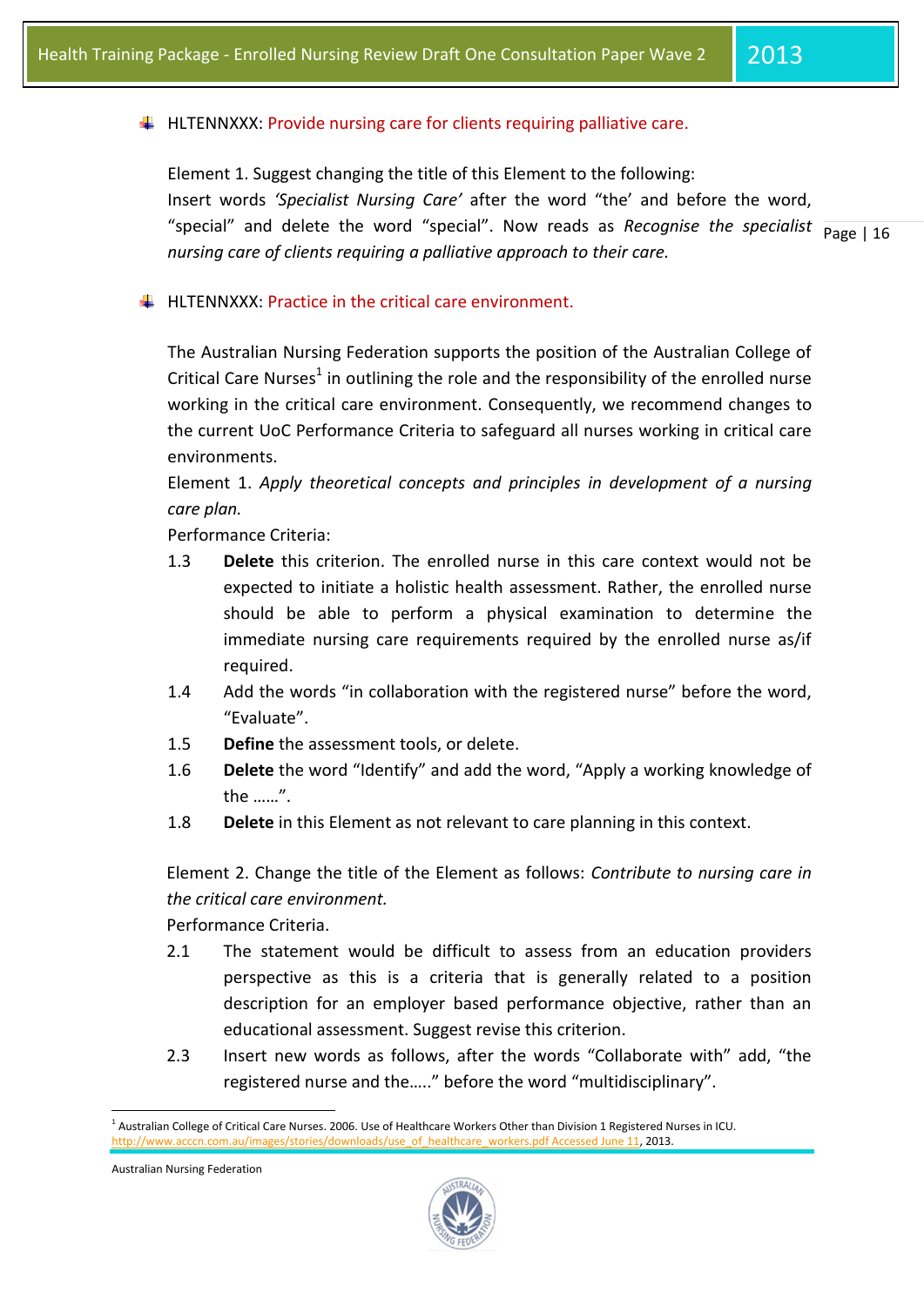- HLTENNXXX: Provide nursing care for clients requiring palliative care.

  Element 1. Suggest changing the title of this Element to the following:
  Insert words *'Specialist Nursing Care'* after the word "the' and before the word, "special" and delete the word "special". Now reads as *Recognise the specialist nursing care of clients requiring a palliative approach to their care.*

- HLTENNXXX: Practice in the critical care environment.

  The Australian Nursing Federation supports the position of the Australian College of Critical Care Nurses[1] in outlining the role and the responsibility of the enrolled nurse working in the critical care environment. Consequently, we recommend changes to the current UoC Performance Criteria to safeguard all nurses working in critical care environments.

  Element 1. *Apply theoretical concepts and principles in development of a nursing care plan.*

  Performance Criteria:

  1.3 **Delete** this criterion. The enrolled nurse in this care context would not be expected to initiate a holistic health assessment. Rather, the enrolled nurse should be able to perform a physical examination to determine the immediate nursing care requirements required by the enrolled nurse as/if required.

  1.4 Add the words "in collaboration with the registered nurse" before the word, "Evaluate".

  1.5 **Define** the assessment tools, or delete.

  1.6 **Delete** the word "Identify" and add the word, "Apply a working knowledge of the ……".

  1.8 **Delete** in this Element as not relevant to care planning in this context.

  Element 2. Change the title of the Element as follows: *Contribute to nursing care in the critical care environment.*

  Performance Criteria.

  2.1 The statement would be difficult to assess from an education providers perspective as this is a criteria that is generally related to a position description for an employer based performance objective, rather than an educational assessment. Suggest revise this criterion.

  2.3 Insert new words as follows, after the words "Collaborate with" add, "the registered nurse and the….." before the word "multidisciplinary".

---

[1] Australian College of Critical Care Nurses. 2006. Use of Healthcare Workers Other than Division 1 Registered Nurses in ICU. http://www.acccn.com.au/images/stories/downloads/use_of_healthcare_workers.pdf Accessed June 11, 2013.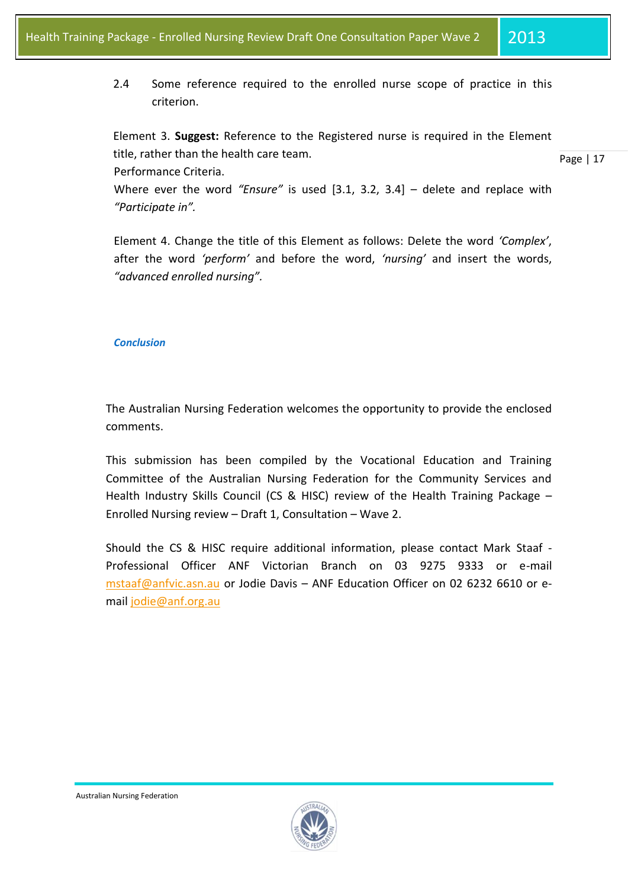2.4 Some reference required to the enrolled nurse scope of practice in this criterion.

Element 3. **Suggest:** Reference to the Registered nurse is required in the Element title, rather than the health care team.

Performance Criteria.

Where ever the word *"Ensure"* is used [3.1, 3.2, 3.4] – delete and replace with *"Participate in".*

Element 4. Change the title of this Element as follows: Delete the word *'Complex'*, after the word *'perform'* and before the word, *'nursing'* and insert the words, *"advanced enrolled nursing".*

### *Conclusion*

The Australian Nursing Federation welcomes the opportunity to provide the enclosed comments.

This submission has been compiled by the Vocational Education and Training Committee of the Australian Nursing Federation for the Community Services and Health Industry Skills Council (CS & HISC) review of the Health Training Package – Enrolled Nursing review – Draft 1, Consultation – Wave 2.

Should the CS & HISC require additional information, please contact Mark Staaf - Professional Officer ANF Victorian Branch on 03 9275 9333 or e-mail mstaaf@anfvic.asn.au or Jodie Davis – ANF Education Officer on 02 6232 6610 or e-mail jodie@anf.org.au